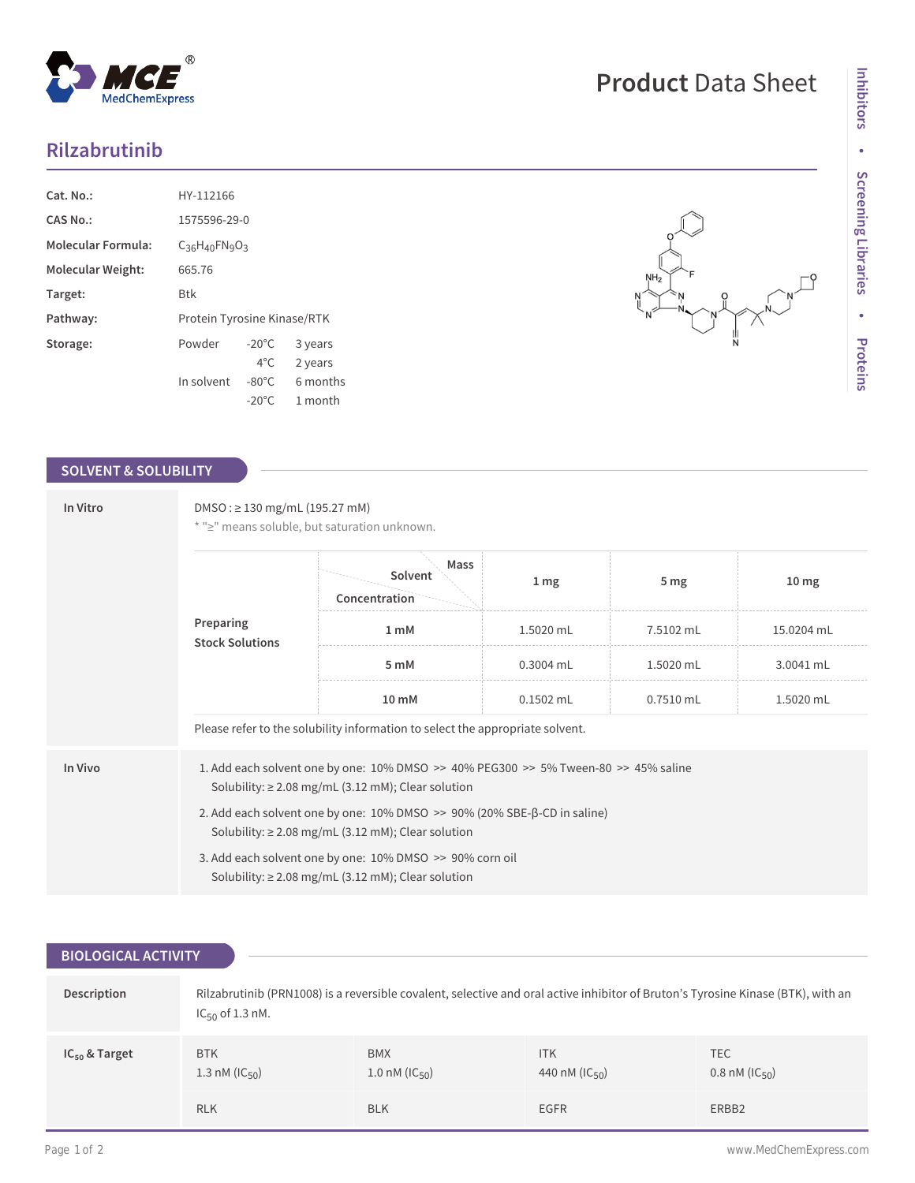# Product Data Sheet

## Rilzabrutinib

| | |
|---|---|
| **Cat. No.:** | HY-112166 |
| **CAS No.:** | 1575596-29-0 |
| **Molecular Formula:** | $C_{36}H_{40}FN_9O_3$ |
| **Molecular Weight:** | 665.76 |
| **Target:** | Btk |
| **Pathway:** | Protein Tyrosine Kinase/RTK |
| **Storage:** | Powder -20°C 3 years; 4°C 2 years; In solvent -80°C 6 months; -20°C 1 month |

## SOLVENT & SOLUBILITY

**In Vitro**

DMSO : ≥ 130 mg/mL (195.27 mM)

* "≥" means soluble, but saturation unknown.

**Preparing Stock Solutions**

| Solvent Concentration / Mass | 1 mg | 5 mg | 10 mg |
|---|---|---|---|
| 1 mM | 1.5020 mL | 7.5102 mL | 15.0204 mL |
| 5 mM | 0.3004 mL | 1.5020 mL | 3.0041 mL |
| 10 mM | 0.1502 mL | 0.7510 mL | 1.5020 mL |

Please refer to the solubility information to select the appropriate solvent.

**In Vivo**

1. Add each solvent one by one: 10% DMSO >> 40% PEG300 >> 5% Tween-80 >> 45% saline
   Solubility: ≥ 2.08 mg/mL (3.12 mM); Clear solution
2. Add each solvent one by one: 10% DMSO >> 90% (20% SBE-β-CD in saline)
   Solubility: ≥ 2.08 mg/mL (3.12 mM); Clear solution
3. Add each solvent one by one: 10% DMSO >> 90% corn oil
   Solubility: ≥ 2.08 mg/mL (3.12 mM); Clear solution

## BIOLOGICAL ACTIVITY

**Description**

Rilzabrutinib (PRN1008) is a reversible covalent, selective and oral active inhibitor of Bruton's Tyrosine Kinase (BTK), with an $IC_{50}$ of 1.3 nM.

**$IC_{50}$ & Target**

| BTK | BMX | ITK | TEC |
|---|---|---|---|
| 1.3 nM ($IC_{50}$) | 1.0 nM ($IC_{50}$) | 440 nM ($IC_{50}$) | 0.8 nM ($IC_{50}$) |
| RLK | BLK | EGFR | ERBB2 |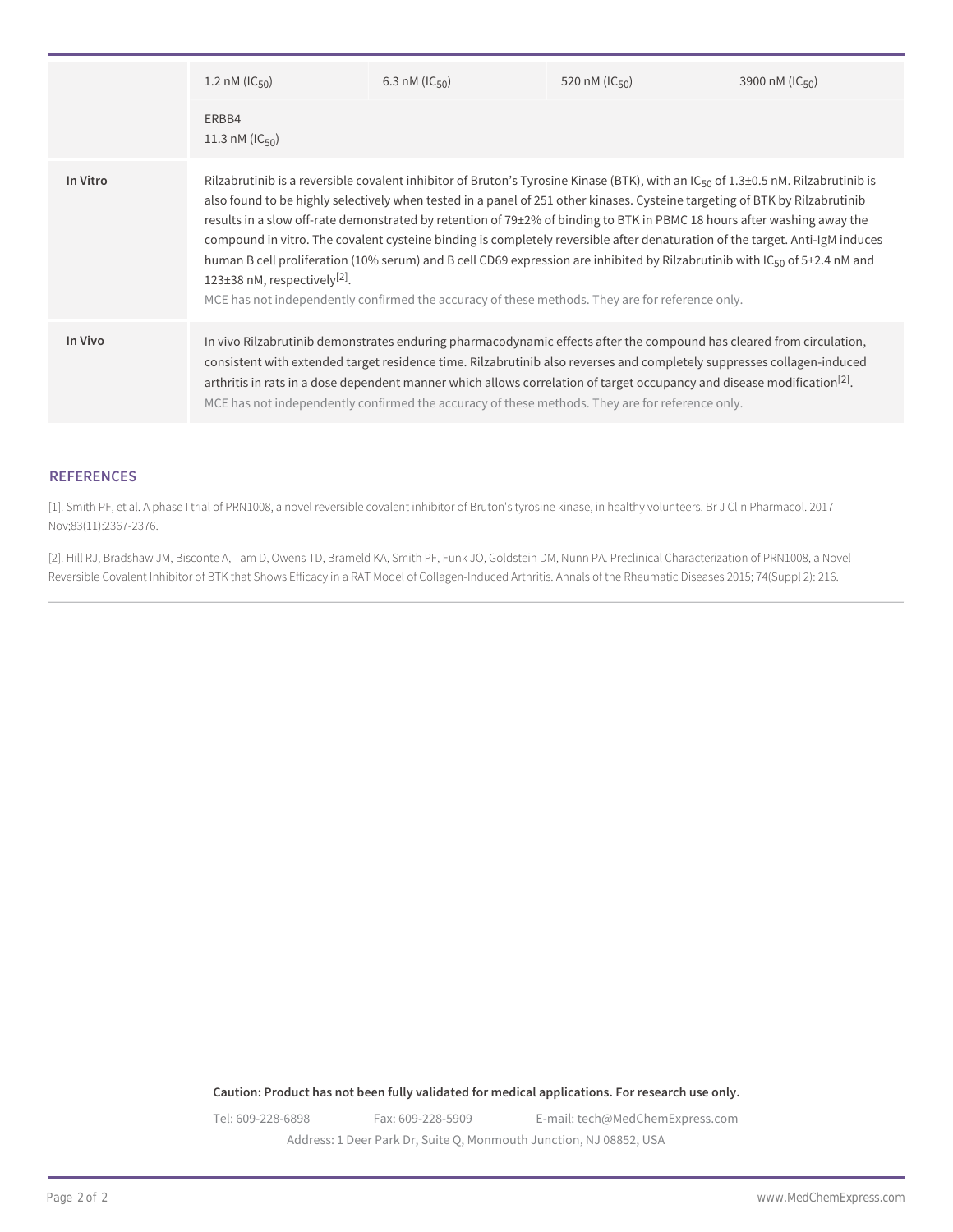| | | | | |
|---|---|---|---|---|
| | 1.2 nM ($IC_{50}$) | 6.3 nM ($IC_{50}$) | 520 nM ($IC_{50}$) | 3900 nM ($IC_{50}$) |
| | ERBB4<br>11.3 nM ($IC_{50}$) | | | |
| **In Vitro** | Rilzabrutinib is a reversible covalent inhibitor of Bruton's Tyrosine Kinase (BTK), with an $IC_{50}$ of 1.3±0.5 nM. Rilzabrutinib is also found to be highly selectively when tested in a panel of 251 other kinases. Cysteine targeting of BTK by Rilzabrutinib results in a slow off-rate demonstrated by retention of 79±2% of binding to BTK in PBMC 18 hours after washing away the compound in vitro. The covalent cysteine binding is completely reversible after denaturation of the target. Anti-IgM induces human B cell proliferation (10% serum) and B cell CD69 expression are inhibited by Rilzabrutinib with $IC_{50}$ of 5±2.4 nM and 123±38 nM, respectively[2].<br>MCE has not independently confirmed the accuracy of these methods. They are for reference only. | | | |
| **In Vivo** | In vivo Rilzabrutinib demonstrates enduring pharmacodynamic effects after the compound has cleared from circulation, consistent with extended target residence time. Rilzabrutinib also reverses and completely suppresses collagen-induced arthritis in rats in a dose dependent manner which allows correlation of target occupancy and disease modification[2].<br>MCE has not independently confirmed the accuracy of these methods. They are for reference only. | | | |

## REFERENCES

[1]. Smith PF, et al. A phase I trial of PRN1008, a novel reversible covalent inhibitor of Bruton's tyrosine kinase, in healthy volunteers. Br J Clin Pharmacol. 2017 Nov;83(11):2367-2376.

[2]. Hill RJ, Bradshaw JM, Bisconte A, Tam D, Owens TD, Brameld KA, Smith PF, Funk JO, Goldstein DM, Nunn PA. Preclinical Characterization of PRN1008, a Novel Reversible Covalent Inhibitor of BTK that Shows Efficacy in a RAT Model of Collagen-Induced Arthritis. Annals of the Rheumatic Diseases 2015; 74(Suppl 2): 216.

**Caution: Product has not been fully validated for medical applications. For research use only.**

Tel: 609-228-6898 Fax: 609-228-5909 E-mail: tech@MedChemExpress.com

Address: 1 Deer Park Dr, Suite Q, Monmouth Junction, NJ 08852, USA